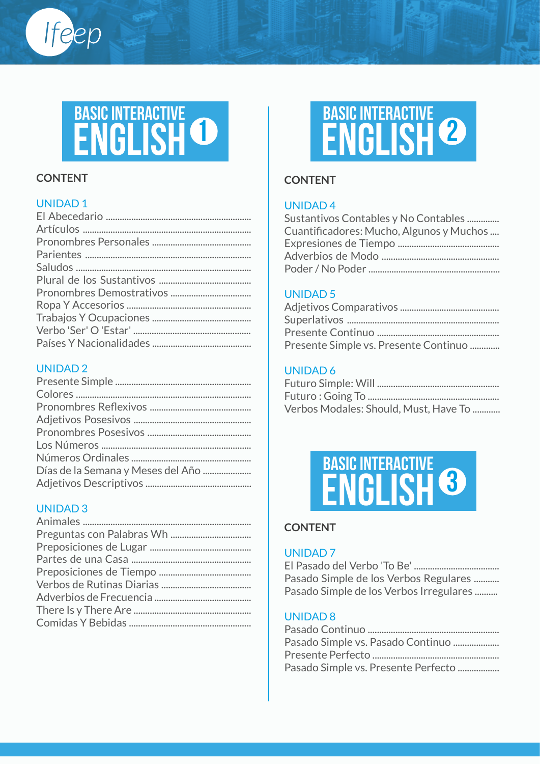Ifeep

# BASIC INTERACTIVE ENGLISH 1

## CONTENT

### UNIDAD 1

- El Abecedario
- Artículos
- Pronombres Personales
- Parientes
- Saludos
- Plural de los Sustantivos
- Pronombres Demostrativos
- Ropa Y Accesorios
- Trabajos Y Ocupaciones
- Verbo 'Ser' O 'Estar'
- Países Y Nacionalidades

### UNIDAD 2

- Presente Simple
- Colores
- Pronombres Reflexivos
- Adjetivos Posesivos
- Pronombres Posesivos
- Los Números
- Números Ordinales
- Días de la Semana y Meses del Año
- Adjetivos Descriptivos

### UNIDAD 3

- Animales
- Preguntas con Palabras Wh
- Preposiciones de Lugar
- Partes de una Casa
- Preposiciones de Tiempo
- Verbos de Rutinas Diarias
- Adverbios de Frecuencia
- There Is y There Are
- Comidas Y Bebidas

# BASIC INTERACTIVE ENGLISH 2

## CONTENT

### UNIDAD 4

- Sustantivos Contables y No Contables
- Cuantificadores: Mucho, Algunos y Muchos
- Expresiones de Tiempo
- Adverbios de Modo
- Poder / No Poder

### UNIDAD 5

- Adjetivos Comparativos
- Superlativos
- Presente Continuo
- Presente Simple vs. Presente Continuo

### UNIDAD 6

- Futuro Simple: Will
- Futuro : Going To
- Verbos Modales: Should, Must, Have To

# BASIC INTERACTIVE ENGLISH 3

## CONTENT

### UNIDAD 7

- El Pasado del Verbo 'To Be'
- Pasado Simple de los Verbos Regulares
- Pasado Simple de los Verbos Irregulares

### UNIDAD 8

- Pasado Continuo
- Pasado Simple vs. Pasado Continuo
- Presente Perfecto
- Pasado Simple vs. Presente Perfecto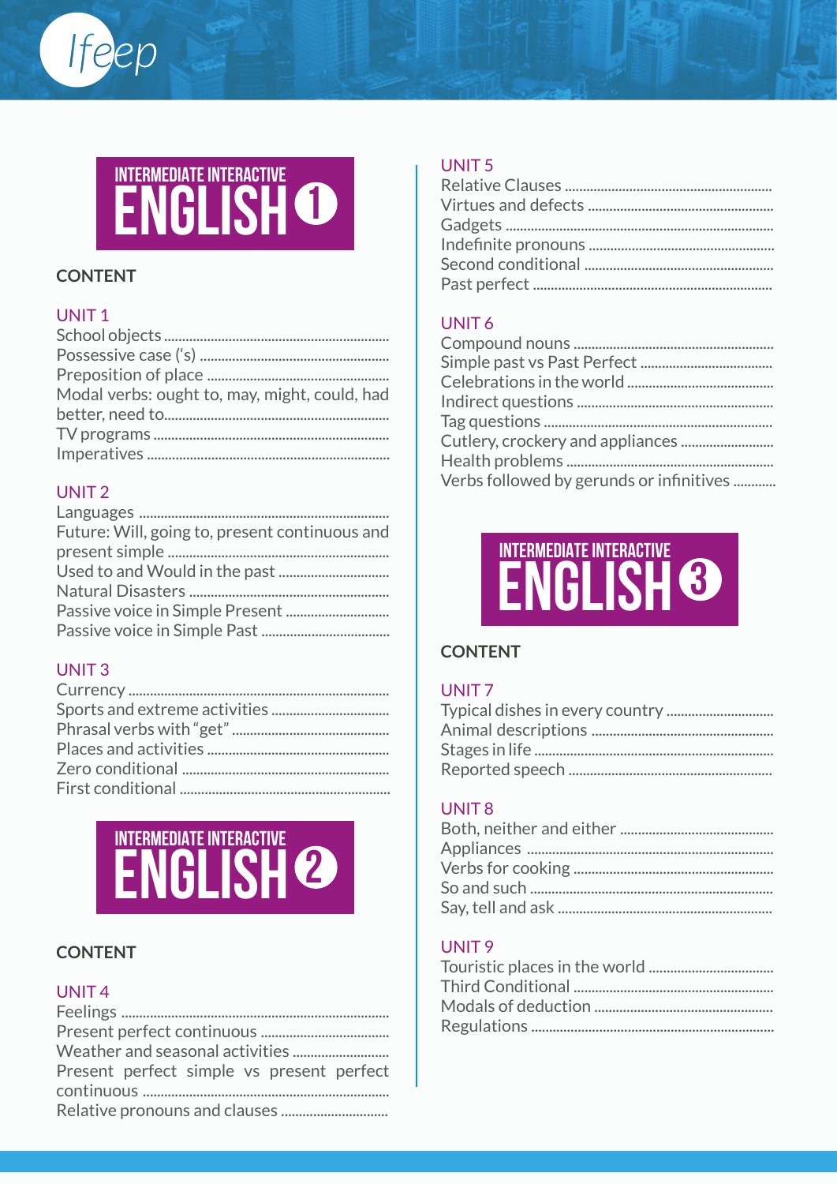## INTERMEDIATE INTERACTIVE ENGLISH 1

### CONTENT

#### UNIT 1

- School objects
- Possessive case ('s)
- Preposition of place
- Modal verbs: ought to, may, might, could, had better, need to
- TV programs
- Imperatives

#### UNIT 2

- Languages
- Future: Will, going to, present continuous and present simple
- Used to and Would in the past
- Natural Disasters
- Passive voice in Simple Present
- Passive voice in Simple Past

#### UNIT 3

- Currency
- Sports and extreme activities
- Phrasal verbs with "get"
- Places and activities
- Zero conditional
- First conditional

## INTERMEDIATE INTERACTIVE ENGLISH 2

### CONTENT

#### UNIT 4

- Feelings
- Present perfect continuous
- Weather and seasonal activities
- Present perfect simple vs present perfect continuous
- Relative pronouns and clauses

#### UNIT 5

- Relative Clauses
- Virtues and defects
- Gadgets
- Indefinite pronouns
- Second conditional
- Past perfect

#### UNIT 6

- Compound nouns
- Simple past vs Past Perfect
- Celebrations in the world
- Indirect questions
- Tag questions
- Cutlery, crockery and appliances
- Health problems
- Verbs followed by gerunds or infinitives

## INTERMEDIATE INTERACTIVE ENGLISH 3

### CONTENT

#### UNIT 7

- Typical dishes in every country
- Animal descriptions
- Stages in life
- Reported speech

#### UNIT 8

- Both, neither and either
- Appliances
- Verbs for cooking
- So and such
- Say, tell and ask

#### UNIT 9

- Touristic places in the world
- Third Conditional
- Modals of deduction
- Regulations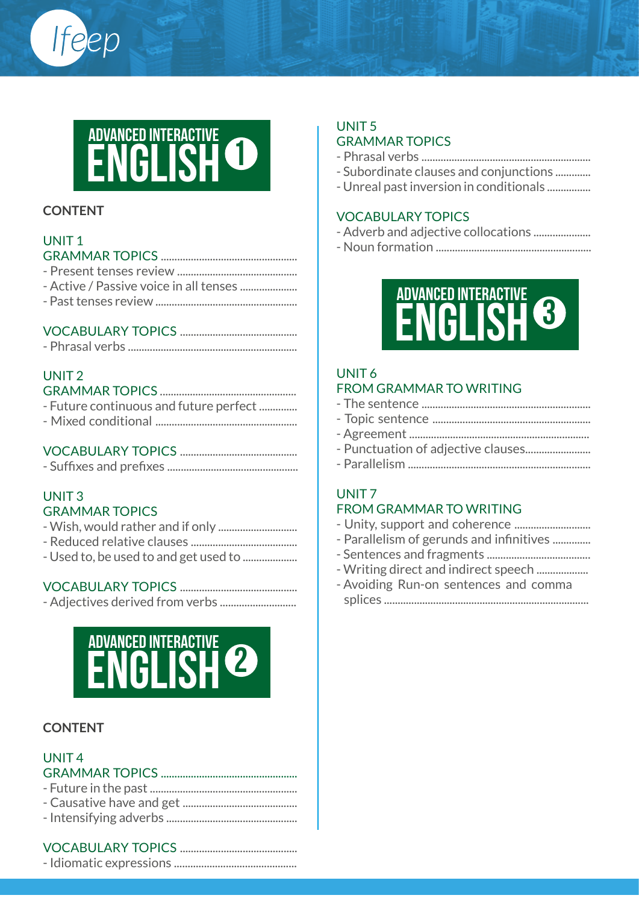Ifeep

# ADVANCED INTERACTIVE ENGLISH 1

## CONTENT

### UNIT 1

GRAMMAR TOPICS

- Present tenses review
- Active / Passive voice in all tenses
- Past tenses review

VOCABULARY TOPICS

- Phrasal verbs

### UNIT 2

GRAMMAR TOPICS

- Future continuous and future perfect
- Mixed conditional

VOCABULARY TOPICS

- Suffixes and prefixes

### UNIT 3

GRAMMAR TOPICS

- Wish, would rather and if only
- Reduced relative clauses
- Used to, be used to and get used to

VOCABULARY TOPICS

- Adjectives derived from verbs

# ADVANCED INTERACTIVE ENGLISH 2

## CONTENT

### UNIT 4

GRAMMAR TOPICS

- Future in the past
- Causative have and get
- Intensifying adverbs

VOCABULARY TOPICS

- Idiomatic expressions

### UNIT 5

GRAMMAR TOPICS

- Phrasal verbs
- Subordinate clauses and conjunctions
- Unreal past inversion in conditionals

VOCABULARY TOPICS

- Adverb and adjective collocations
- Noun formation

# ADVANCED INTERACTIVE ENGLISH 3

### UNIT 6

FROM GRAMMAR TO WRITING

- The sentence
- Topic sentence
- Agreement
- Punctuation of adjective clauses
- Parallelism

### UNIT 7

FROM GRAMMAR TO WRITING

- Unity, support and coherence
- Parallelism of gerunds and infinitives
- Sentences and fragments
- Writing direct and indirect speech
- Avoiding Run-on sentences and comma splices